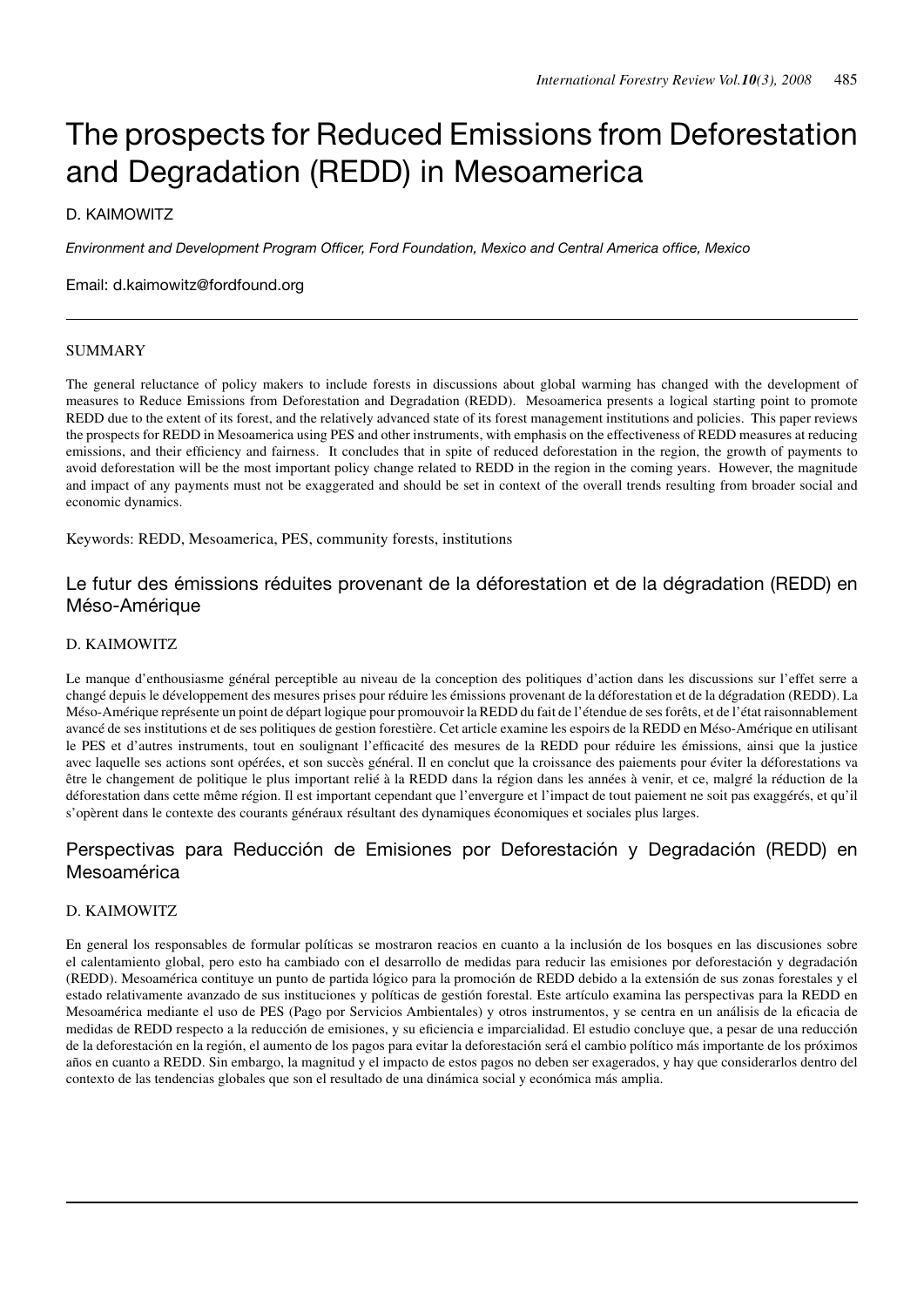# The prospects for Reduced Emissions from Deforestation and Degradation (REDD) in Mesoamerica

D. KAIMOWITZ

*Environment and Development Program Officer, Ford Foundation, Mexico and Central America office, Mexico*

Email: d.kaimowitz@fordfound.org

---

## SUMMARY

The general reluctance of policy makers to include forests in discussions about global warming has changed with the development of measures to Reduce Emissions from Deforestation and Degradation (REDD). Mesoamerica presents a logical starting point to promote REDD due to the extent of its forest, and the relatively advanced state of its forest management institutions and policies. This paper reviews the prospects for REDD in Mesoamerica using PES and other instruments, with emphasis on the effectiveness of REDD measures at reducing emissions, and their efficiency and fairness. It concludes that in spite of reduced deforestation in the region, the growth of payments to avoid deforestation will be the most important policy change related to REDD in the region in the coming years. However, the magnitude and impact of any payments must not be exaggerated and should be set in context of the overall trends resulting from broader social and economic dynamics.

Keywords: REDD, Mesoamerica, PES, community forests, institutions

## Le futur des émissions réduites provenant de la déforestation et de la dégradation (REDD) en Méso-Amérique

D. KAIMOWITZ

Le manque d'enthousiasme général perceptible au niveau de la conception des politiques d'action dans les discussions sur l'effet serre a changé depuis le développement des mesures prises pour réduire les émissions provenant de la déforestation et de la dégradation (REDD). La Méso-Amérique représente un point de départ logique pour promouvoir la REDD du fait de l'étendue de ses forêts, et de l'état raisonnablement avancé de ses institutions et de ses politiques de gestion forestière. Cet article examine les espoirs de la REDD en Méso-Amérique en utilisant le PES et d'autres instruments, tout en soulignant l'efficacité des mesures de la REDD pour réduire les émissions, ainsi que la justice avec laquelle ses actions sont opérées, et son succès général. Il en conclut que la croissance des paiements pour éviter la déforestations va être le changement de politique le plus important relié à la REDD dans la région dans les années à venir, et ce, malgré la réduction de la déforestation dans cette même région. Il est important cependant que l'envergure et l'impact de tout paiement ne soit pas exagérés, et qu'il s'opèrent dans le contexte des courants généraux résultant des dynamiques économiques et sociales plus larges.

## Perspectivas para Reducción de Emisiones por Deforestación y Degradación (REDD) en Mesoamérica

D. KAIMOWITZ

En general los responsables de formular políticas se mostraron reacios en cuanto a la inclusión de los bosques en las discusiones sobre el calentamiento global, pero esto ha cambiado con el desarrollo de medidas para reducir las emisiones por deforestación y degradación (REDD). Mesoamérica contituye un punto de partida lógico para la promoción de REDD debido a la extensión de sus zonas forestales y el estado relativamente avanzado de sus instituciones y políticas de gestión forestal. Este artículo examina las perspectivas para la REDD en Mesoamérica mediante el uso de PES (Pago por Servicios Ambientales) y otros instrumentos, y se centra en un análisis de la eficacia de medidas de REDD respecto a la reducción de emisiones, y su eficiencia e imparcialidad. El estudio concluye que, a pesar de una reducción de la deforestación en la región, el aumento de los pagos para evitar la deforestación será el cambio político más importante de los próximos años en cuanto a REDD. Sin embargo, la magnitud y el impacto de estos pagos no deben ser exagerados, y hay que considerarlos dentro del contexto de las tendencias globales que son el resultado de una dinámica social y económica más amplia.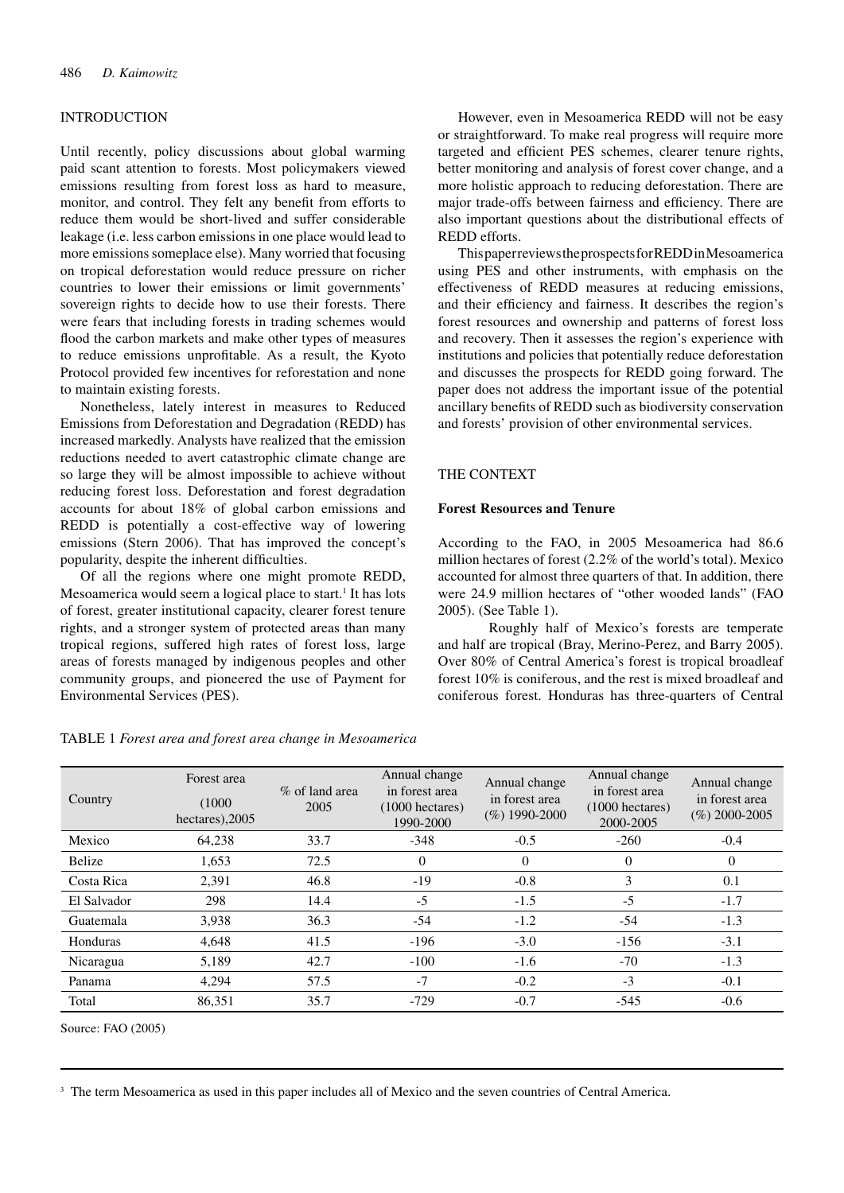## INTRODUCTION

Until recently, policy discussions about global warming paid scant attention to forests. Most policymakers viewed emissions resulting from forest loss as hard to measure, monitor, and control. They felt any benefit from efforts to reduce them would be short-lived and suffer considerable leakage (i.e. less carbon emissions in one place would lead to more emissions someplace else). Many worried that focusing on tropical deforestation would reduce pressure on richer countries to lower their emissions or limit governments' sovereign rights to decide how to use their forests. There were fears that including forests in trading schemes would flood the carbon markets and make other types of measures to reduce emissions unprofitable. As a result, the Kyoto Protocol provided few incentives for reforestation and none to maintain existing forests.

Nonetheless, lately interest in measures to Reduced Emissions from Deforestation and Degradation (REDD) has increased markedly. Analysts have realized that the emission reductions needed to avert catastrophic climate change are so large they will be almost impossible to achieve without reducing forest loss. Deforestation and forest degradation accounts for about 18% of global carbon emissions and REDD is potentially a cost-effective way of lowering emissions (Stern 2006). That has improved the concept's popularity, despite the inherent difficulties.

Of all the regions where one might promote REDD, Mesoamerica would seem a logical place to start.[1] It has lots of forest, greater institutional capacity, clearer forest tenure rights, and a stronger system of protected areas than many tropical regions, suffered high rates of forest loss, large areas of forests managed by indigenous peoples and other community groups, and pioneered the use of Payment for Environmental Services (PES).

However, even in Mesoamerica REDD will not be easy or straightforward. To make real progress will require more targeted and efficient PES schemes, clearer tenure rights, better monitoring and analysis of forest cover change, and a more holistic approach to reducing deforestation. There are major trade-offs between fairness and efficiency. There are also important questions about the distributional effects of REDD efforts.

This paper reviews the prospects for REDD in Mesoamerica using PES and other instruments, with emphasis on the effectiveness of REDD measures at reducing emissions, and their efficiency and fairness. It describes the region's forest resources and ownership and patterns of forest loss and recovery. Then it assesses the region's experience with institutions and policies that potentially reduce deforestation and discusses the prospects for REDD going forward. The paper does not address the important issue of the potential ancillary benefits of REDD such as biodiversity conservation and forests' provision of other environmental services.

## THE CONTEXT

### Forest Resources and Tenure

According to the FAO, in 2005 Mesoamerica had 86.6 million hectares of forest (2.2% of the world's total). Mexico accounted for almost three quarters of that. In addition, there were 24.9 million hectares of "other wooded lands" (FAO 2005). (See Table 1).

Roughly half of Mexico's forests are temperate and half are tropical (Bray, Merino-Perez, and Barry 2005). Over 80% of Central America's forest is tropical broadleaf forest 10% is coniferous, and the rest is mixed broadleaf and coniferous forest. Honduras has three-quarters of Central

TABLE 1 *Forest area and forest area change in Mesoamerica*

| Country | Forest area (1000 hectares), 2005 | % of land area 2005 | Annual change in forest area (1000 hectares) 1990-2000 | Annual change in forest area (%) 1990-2000 | Annual change in forest area (1000 hectares) 2000-2005 | Annual change in forest area (%) 2000-2005 |
|---|---|---|---|---|---|---|
| Mexico | 64,238 | 33.7 | -348 | -0.5 | -260 | -0.4 |
| Belize | 1,653 | 72.5 | 0 | 0 | 0 | 0 |
| Costa Rica | 2,391 | 46.8 | -19 | -0.8 | 3 | 0.1 |
| El Salvador | 298 | 14.4 | -5 | -1.5 | -5 | -1.7 |
| Guatemala | 3,938 | 36.3 | -54 | -1.2 | -54 | -1.3 |
| Honduras | 4,648 | 41.5 | -196 | -3.0 | -156 | -3.1 |
| Nicaragua | 5,189 | 42.7 | -100 | -1.6 | -70 | -1.3 |
| Panama | 4,294 | 57.5 | -7 | -0.2 | -3 | -0.1 |
| Total | 86,351 | 35.7 | -729 | -0.7 | -545 | -0.6 |

Source: FAO (2005)

[3] The term Mesoamerica as used in this paper includes all of Mexico and the seven countries of Central America.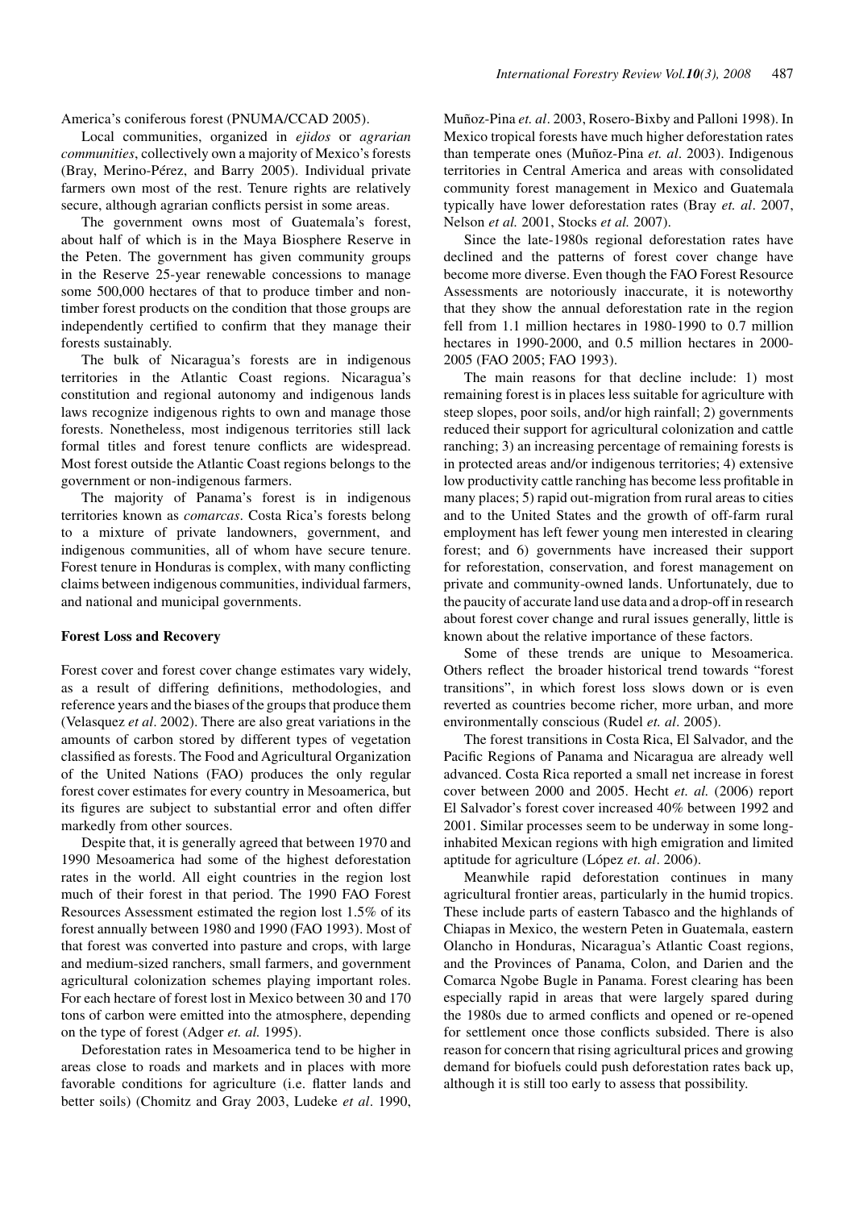America's coniferous forest (PNUMA/CCAD 2005).

Local communities, organized in *ejidos* or *agrarian communities*, collectively own a majority of Mexico's forests (Bray, Merino-Pérez, and Barry 2005). Individual private farmers own most of the rest. Tenure rights are relatively secure, although agrarian conflicts persist in some areas.

The government owns most of Guatemala's forest, about half of which is in the Maya Biosphere Reserve in the Peten. The government has given community groups in the Reserve 25-year renewable concessions to manage some 500,000 hectares of that to produce timber and non-timber forest products on the condition that those groups are independently certified to confirm that they manage their forests sustainably.

The bulk of Nicaragua's forests are in indigenous territories in the Atlantic Coast regions. Nicaragua's constitution and regional autonomy and indigenous lands laws recognize indigenous rights to own and manage those forests. Nonetheless, most indigenous territories still lack formal titles and forest tenure conflicts are widespread. Most forest outside the Atlantic Coast regions belongs to the government or non-indigenous farmers.

The majority of Panama's forest is in indigenous territories known as *comarcas*. Costa Rica's forests belong to a mixture of private landowners, government, and indigenous communities, all of whom have secure tenure. Forest tenure in Honduras is complex, with many conflicting claims between indigenous communities, individual farmers, and national and municipal governments.

**Forest Loss and Recovery**

Forest cover and forest cover change estimates vary widely, as a result of differing definitions, methodologies, and reference years and the biases of the groups that produce them (Velasquez *et al*. 2002). There are also great variations in the amounts of carbon stored by different types of vegetation classified as forests. The Food and Agricultural Organization of the United Nations (FAO) produces the only regular forest cover estimates for every country in Mesoamerica, but its figures are subject to substantial error and often differ markedly from other sources.

Despite that, it is generally agreed that between 1970 and 1990 Mesoamerica had some of the highest deforestation rates in the world. All eight countries in the region lost much of their forest in that period. The 1990 FAO Forest Resources Assessment estimated the region lost 1.5% of its forest annually between 1980 and 1990 (FAO 1993). Most of that forest was converted into pasture and crops, with large and medium-sized ranchers, small farmers, and government agricultural colonization schemes playing important roles. For each hectare of forest lost in Mexico between 30 and 170 tons of carbon were emitted into the atmosphere, depending on the type of forest (Adger *et. al.* 1995).

Deforestation rates in Mesoamerica tend to be higher in areas close to roads and markets and in places with more favorable conditions for agriculture (i.e. flatter lands and better soils) (Chomitz and Gray 2003, Ludeke *et al*. 1990, Muñoz-Pina *et. al*. 2003, Rosero-Bixby and Palloni 1998). In Mexico tropical forests have much higher deforestation rates than temperate ones (Muñoz-Pina *et. al*. 2003). Indigenous territories in Central America and areas with consolidated community forest management in Mexico and Guatemala typically have lower deforestation rates (Bray *et. al*. 2007, Nelson *et al.* 2001, Stocks *et al.* 2007).

Since the late-1980s regional deforestation rates have declined and the patterns of forest cover change have become more diverse. Even though the FAO Forest Resource Assessments are notoriously inaccurate, it is noteworthy that they show the annual deforestation rate in the region fell from 1.1 million hectares in 1980-1990 to 0.7 million hectares in 1990-2000, and 0.5 million hectares in 2000-2005 (FAO 2005; FAO 1993).

The main reasons for that decline include: 1) most remaining forest is in places less suitable for agriculture with steep slopes, poor soils, and/or high rainfall; 2) governments reduced their support for agricultural colonization and cattle ranching; 3) an increasing percentage of remaining forests is in protected areas and/or indigenous territories; 4) extensive low productivity cattle ranching has become less profitable in many places; 5) rapid out-migration from rural areas to cities and to the United States and the growth of off-farm rural employment has left fewer young men interested in clearing forest; and 6) governments have increased their support for reforestation, conservation, and forest management on private and community-owned lands. Unfortunately, due to the paucity of accurate land use data and a drop-off in research about forest cover change and rural issues generally, little is known about the relative importance of these factors.

Some of these trends are unique to Mesoamerica. Others reflect the broader historical trend towards "forest transitions", in which forest loss slows down or is even reverted as countries become richer, more urban, and more environmentally conscious (Rudel *et. al*. 2005).

The forest transitions in Costa Rica, El Salvador, and the Pacific Regions of Panama and Nicaragua are already well advanced. Costa Rica reported a small net increase in forest cover between 2000 and 2005. Hecht *et. al.* (2006) report El Salvador's forest cover increased 40% between 1992 and 2001. Similar processes seem to be underway in some long-inhabited Mexican regions with high emigration and limited aptitude for agriculture (López *et. al*. 2006).

Meanwhile rapid deforestation continues in many agricultural frontier areas, particularly in the humid tropics. These include parts of eastern Tabasco and the highlands of Chiapas in Mexico, the western Peten in Guatemala, eastern Olancho in Honduras, Nicaragua's Atlantic Coast regions, and the Provinces of Panama, Colon, and Darien and the Comarca Ngobe Bugle in Panama. Forest clearing has been especially rapid in areas that were largely spared during the 1980s due to armed conflicts and opened or re-opened for settlement once those conflicts subsided. There is also reason for concern that rising agricultural prices and growing demand for biofuels could push deforestation rates back up, although it is still too early to assess that possibility.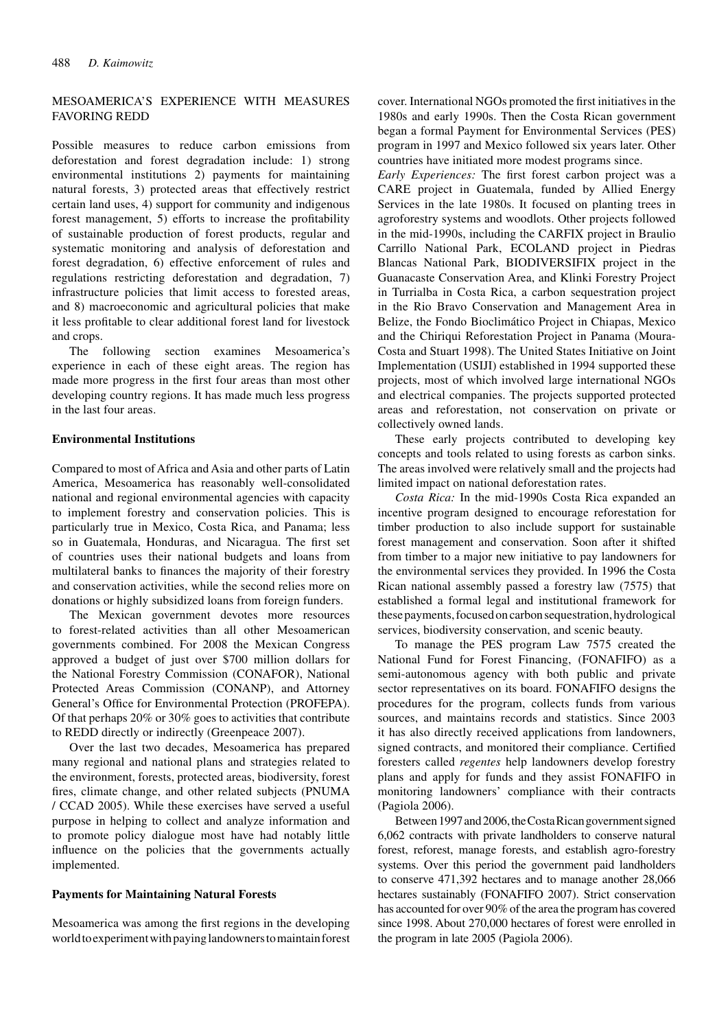## MESOAMERICA'S EXPERIENCE WITH MEASURES FAVORING REDD

Possible measures to reduce carbon emissions from deforestation and forest degradation include: 1) strong environmental institutions 2) payments for maintaining natural forests, 3) protected areas that effectively restrict certain land uses, 4) support for community and indigenous forest management, 5) efforts to increase the profitability of sustainable production of forest products, regular and systematic monitoring and analysis of deforestation and forest degradation, 6) effective enforcement of rules and regulations restricting deforestation and degradation, 7) infrastructure policies that limit access to forested areas, and 8) macroeconomic and agricultural policies that make it less profitable to clear additional forest land for livestock and crops.

The following section examines Mesoamerica's experience in each of these eight areas. The region has made more progress in the first four areas than most other developing country regions. It has made much less progress in the last four areas.

### Environmental Institutions

Compared to most of Africa and Asia and other parts of Latin America, Mesoamerica has reasonably well-consolidated national and regional environmental agencies with capacity to implement forestry and conservation policies. This is particularly true in Mexico, Costa Rica, and Panama; less so in Guatemala, Honduras, and Nicaragua. The first set of countries uses their national budgets and loans from multilateral banks to finances the majority of their forestry and conservation activities, while the second relies more on donations or highly subsidized loans from foreign funders.

The Mexican government devotes more resources to forest-related activities than all other Mesoamerican governments combined. For 2008 the Mexican Congress approved a budget of just over \$700 million dollars for the National Forestry Commission (CONAFOR), National Protected Areas Commission (CONANP), and Attorney General's Office for Environmental Protection (PROFEPA). Of that perhaps 20% or 30% goes to activities that contribute to REDD directly or indirectly (Greenpeace 2007).

Over the last two decades, Mesoamerica has prepared many regional and national plans and strategies related to the environment, forests, protected areas, biodiversity, forest fires, climate change, and other related subjects (PNUMA / CCAD 2005). While these exercises have served a useful purpose in helping to collect and analyze information and to promote policy dialogue most have had notably little influence on the policies that the governments actually implemented.

### Payments for Maintaining Natural Forests

Mesoamerica was among the first regions in the developing world to experiment with paying landowners to maintain forest cover. International NGOs promoted the first initiatives in the 1980s and early 1990s. Then the Costa Rican government began a formal Payment for Environmental Services (PES) program in 1997 and Mexico followed six years later. Other countries have initiated more modest programs since.

*Early Experiences:* The first forest carbon project was a CARE project in Guatemala, funded by Allied Energy Services in the late 1980s. It focused on planting trees in agroforestry systems and woodlots. Other projects followed in the mid-1990s, including the CARFIX project in Braulio Carrillo National Park, ECOLAND project in Piedras Blancas National Park, BIODIVERSIFIX project in the Guanacaste Conservation Area, and Klinki Forestry Project in Turrialba in Costa Rica, a carbon sequestration project in the Rio Bravo Conservation and Management Area in Belize, the Fondo Bioclimático Project in Chiapas, Mexico and the Chiriqui Reforestation Project in Panama (Moura-Costa and Stuart 1998). The United States Initiative on Joint Implementation (USIJI) established in 1994 supported these projects, most of which involved large international NGOs and electrical companies. The projects supported protected areas and reforestation, not conservation on private or collectively owned lands.

These early projects contributed to developing key concepts and tools related to using forests as carbon sinks. The areas involved were relatively small and the projects had limited impact on national deforestation rates.

*Costa Rica:* In the mid-1990s Costa Rica expanded an incentive program designed to encourage reforestation for timber production to also include support for sustainable forest management and conservation. Soon after it shifted from timber to a major new initiative to pay landowners for the environmental services they provided. In 1996 the Costa Rican national assembly passed a forestry law (7575) that established a formal legal and institutional framework for these payments, focused on carbon sequestration, hydrological services, biodiversity conservation, and scenic beauty.

To manage the PES program Law 7575 created the National Fund for Forest Financing, (FONAFIFO) as a semi-autonomous agency with both public and private sector representatives on its board. FONAFIFO designs the procedures for the program, collects funds from various sources, and maintains records and statistics. Since 2003 it has also directly received applications from landowners, signed contracts, and monitored their compliance. Certified foresters called *regentes* help landowners develop forestry plans and apply for funds and they assist FONAFIFO in monitoring landowners' compliance with their contracts (Pagiola 2006).

Between 1997 and 2006, the Costa Rican government signed 6,062 contracts with private landholders to conserve natural forest, reforest, manage forests, and establish agro-forestry systems. Over this period the government paid landholders to conserve 471,392 hectares and to manage another 28,066 hectares sustainably (FONAFIFO 2007). Strict conservation has accounted for over 90% of the area the program has covered since 1998. About 270,000 hectares of forest were enrolled in the program in late 2005 (Pagiola 2006).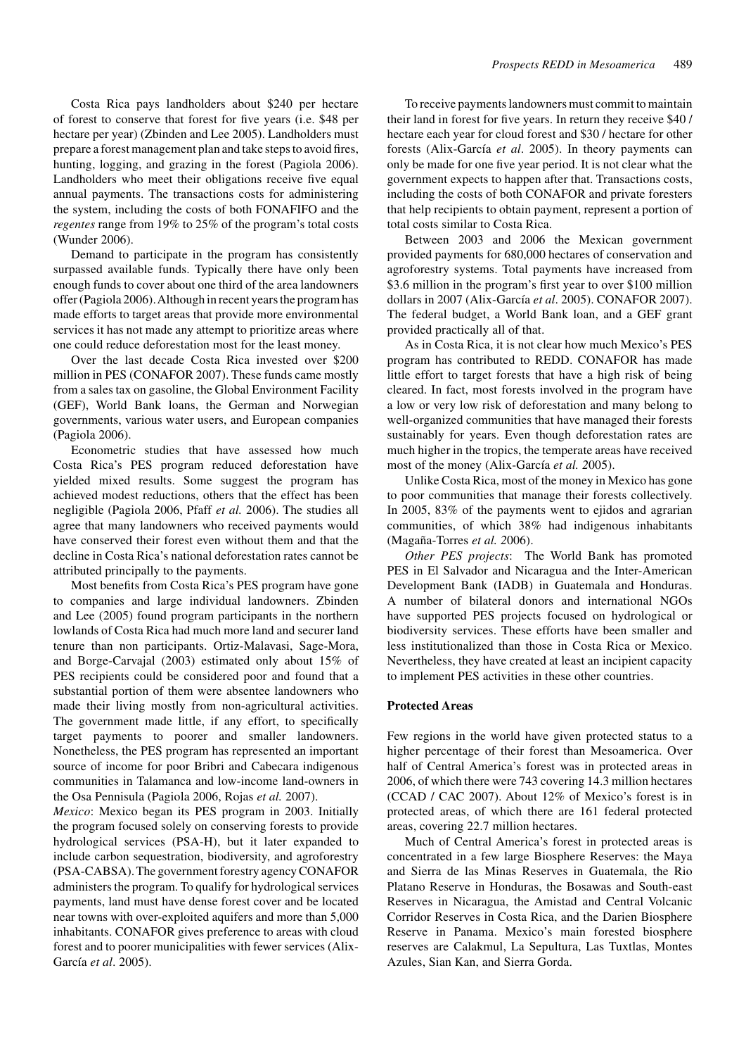Costa Rica pays landholders about \$240 per hectare of forest to conserve that forest for five years (i.e. \$48 per hectare per year) (Zbinden and Lee 2005). Landholders must prepare a forest management plan and take steps to avoid fires, hunting, logging, and grazing in the forest (Pagiola 2006). Landholders who meet their obligations receive five equal annual payments. The transactions costs for administering the system, including the costs of both FONAFIFO and the *regentes* range from 19% to 25% of the program's total costs (Wunder 2006).

Demand to participate in the program has consistently surpassed available funds. Typically there have only been enough funds to cover about one third of the area landowners offer (Pagiola 2006). Although in recent years the program has made efforts to target areas that provide more environmental services it has not made any attempt to prioritize areas where one could reduce deforestation most for the least money.

Over the last decade Costa Rica invested over \$200 million in PES (CONAFOR 2007). These funds came mostly from a sales tax on gasoline, the Global Environment Facility (GEF), World Bank loans, the German and Norwegian governments, various water users, and European companies (Pagiola 2006).

Econometric studies that have assessed how much Costa Rica's PES program reduced deforestation have yielded mixed results. Some suggest the program has achieved modest reductions, others that the effect has been negligible (Pagiola 2006, Pfaff *et al.* 2006). The studies all agree that many landowners who received payments would have conserved their forest even without them and that the decline in Costa Rica's national deforestation rates cannot be attributed principally to the payments.

Most benefits from Costa Rica's PES program have gone to companies and large individual landowners. Zbinden and Lee (2005) found program participants in the northern lowlands of Costa Rica had much more land and securer land tenure than non participants. Ortiz-Malavasi, Sage-Mora, and Borge-Carvajal (2003) estimated only about 15% of PES recipients could be considered poor and found that a substantial portion of them were absentee landowners who made their living mostly from non-agricultural activities. The government made little, if any effort, to specifically target payments to poorer and smaller landowners. Nonetheless, the PES program has represented an important source of income for poor Bribri and Cabecara indigenous communities in Talamanca and low-income land-owners in the Osa Pennisula (Pagiola 2006, Rojas *et al.* 2007).

*Mexico*: Mexico began its PES program in 2003. Initially the program focused solely on conserving forests to provide hydrological services (PSA-H), but it later expanded to include carbon sequestration, biodiversity, and agroforestry (PSA-CABSA). The government forestry agency CONAFOR administers the program. To qualify for hydrological services payments, land must have dense forest cover and be located near towns with over-exploited aquifers and more than 5,000 inhabitants. CONAFOR gives preference to areas with cloud forest and to poorer municipalities with fewer services (Alix-García *et al*. 2005).

To receive payments landowners must commit to maintain their land in forest for five years. In return they receive \$40 / hectare each year for cloud forest and \$30 / hectare for other forests (Alix-García *et al*. 2005). In theory payments can only be made for one five year period. It is not clear what the government expects to happen after that. Transactions costs, including the costs of both CONAFOR and private foresters that help recipients to obtain payment, represent a portion of total costs similar to Costa Rica.

Between 2003 and 2006 the Mexican government provided payments for 680,000 hectares of conservation and agroforestry systems. Total payments have increased from \$3.6 million in the program's first year to over \$100 million dollars in 2007 (Alix-García *et al*. 2005). CONAFOR 2007). The federal budget, a World Bank loan, and a GEF grant provided practically all of that.

As in Costa Rica, it is not clear how much Mexico's PES program has contributed to REDD. CONAFOR has made little effort to target forests that have a high risk of being cleared. In fact, most forests involved in the program have a low or very low risk of deforestation and many belong to well-organized communities that have managed their forests sustainably for years. Even though deforestation rates are much higher in the tropics, the temperate areas have received most of the money (Alix-García *et al.* 2005).

Unlike Costa Rica, most of the money in Mexico has gone to poor communities that manage their forests collectively. In 2005, 83% of the payments went to ejidos and agrarian communities, of which 38% had indigenous inhabitants (Magaña-Torres *et al.* 2006).

*Other PES projects*: The World Bank has promoted PES in El Salvador and Nicaragua and the Inter-American Development Bank (IADB) in Guatemala and Honduras. A number of bilateral donors and international NGOs have supported PES projects focused on hydrological or biodiversity services. These efforts have been smaller and less institutionalized than those in Costa Rica or Mexico. Nevertheless, they have created at least an incipient capacity to implement PES activities in these other countries.

**Protected Areas**

Few regions in the world have given protected status to a higher percentage of their forest than Mesoamerica. Over half of Central America's forest was in protected areas in 2006, of which there were 743 covering 14.3 million hectares (CCAD / CAC 2007). About 12% of Mexico's forest is in protected areas, of which there are 161 federal protected areas, covering 22.7 million hectares.

Much of Central America's forest in protected areas is concentrated in a few large Biosphere Reserves: the Maya and Sierra de las Minas Reserves in Guatemala, the Rio Platano Reserve in Honduras, the Bosawas and South-east Reserves in Nicaragua, the Amistad and Central Volcanic Corridor Reserves in Costa Rica, and the Darien Biosphere Reserve in Panama. Mexico's main forested biosphere reserves are Calakmul, La Sepultura, Las Tuxtlas, Montes Azules, Sian Kan, and Sierra Gorda.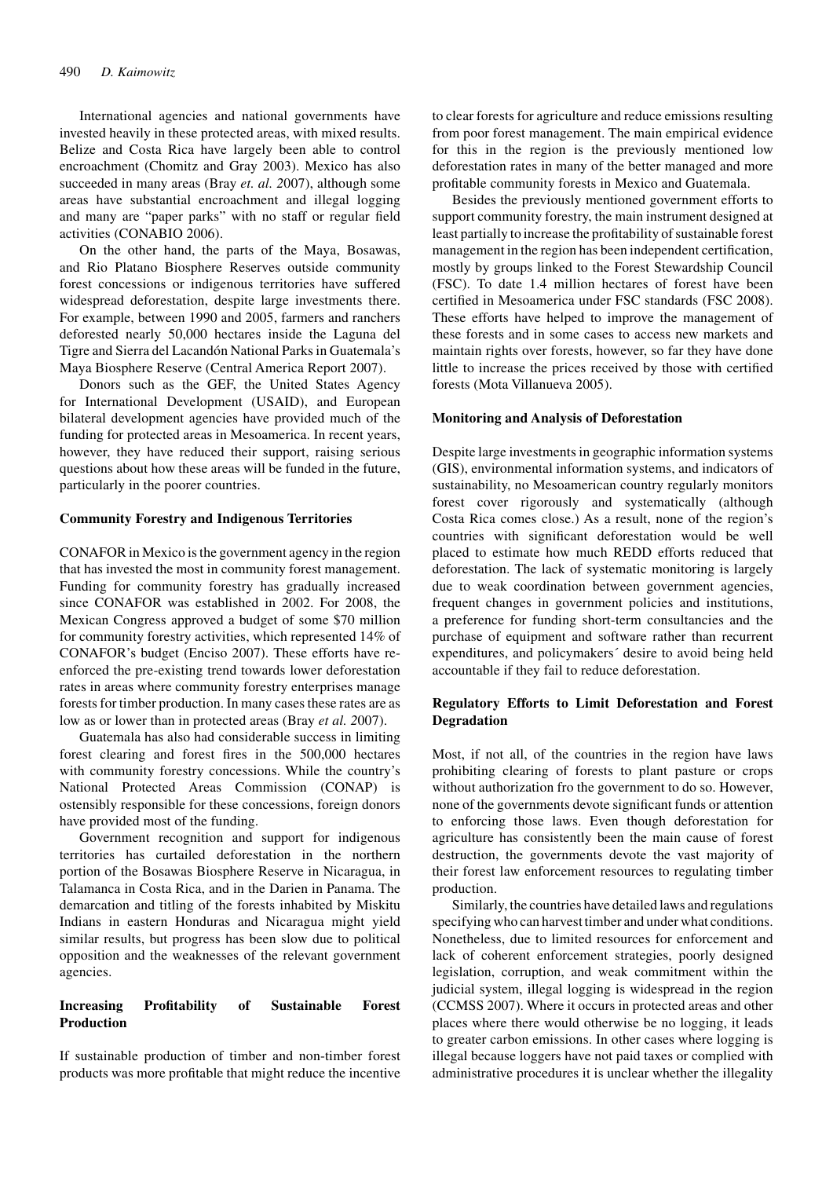International agencies and national governments have invested heavily in these protected areas, with mixed results. Belize and Costa Rica have largely been able to control encroachment (Chomitz and Gray 2003). Mexico has also succeeded in many areas (Bray *et. al.* 2007), although some areas have substantial encroachment and illegal logging and many are "paper parks" with no staff or regular field activities (CONABIO 2006).

On the other hand, the parts of the Maya, Bosawas, and Rio Platano Biosphere Reserves outside community forest concessions or indigenous territories have suffered widespread deforestation, despite large investments there. For example, between 1990 and 2005, farmers and ranchers deforested nearly 50,000 hectares inside the Laguna del Tigre and Sierra del Lacandón National Parks in Guatemala's Maya Biosphere Reserve (Central America Report 2007).

Donors such as the GEF, the United States Agency for International Development (USAID), and European bilateral development agencies have provided much of the funding for protected areas in Mesoamerica. In recent years, however, they have reduced their support, raising serious questions about how these areas will be funded in the future, particularly in the poorer countries.

### Community Forestry and Indigenous Territories

CONAFOR in Mexico is the government agency in the region that has invested the most in community forest management. Funding for community forestry has gradually increased since CONAFOR was established in 2002. For 2008, the Mexican Congress approved a budget of some $70 million for community forestry activities, which represented 14% of CONAFOR's budget (Enciso 2007). These efforts have re-enforced the pre-existing trend towards lower deforestation rates in areas where community forestry enterprises manage forests for timber production. In many cases these rates are as low as or lower than in protected areas (Bray *et al.* 2007).

Guatemala has also had considerable success in limiting forest clearing and forest fires in the 500,000 hectares with community forestry concessions. While the country's National Protected Areas Commission (CONAP) is ostensibly responsible for these concessions, foreign donors have provided most of the funding.

Government recognition and support for indigenous territories has curtailed deforestation in the northern portion of the Bosawas Biosphere Reserve in Nicaragua, in Talamanca in Costa Rica, and in the Darien in Panama. The demarcation and titling of the forests inhabited by Miskitu Indians in eastern Honduras and Nicaragua might yield similar results, but progress has been slow due to political opposition and the weaknesses of the relevant government agencies.

### Increasing Profitability of Sustainable Forest Production

If sustainable production of timber and non-timber forest products was more profitable that might reduce the incentive to clear forests for agriculture and reduce emissions resulting from poor forest management. The main empirical evidence for this in the region is the previously mentioned low deforestation rates in many of the better managed and more profitable community forests in Mexico and Guatemala.

Besides the previously mentioned government efforts to support community forestry, the main instrument designed at least partially to increase the profitability of sustainable forest management in the region has been independent certification, mostly by groups linked to the Forest Stewardship Council (FSC). To date 1.4 million hectares of forest have been certified in Mesoamerica under FSC standards (FSC 2008). These efforts have helped to improve the management of these forests and in some cases to access new markets and maintain rights over forests, however, so far they have done little to increase the prices received by those with certified forests (Mota Villanueva 2005).

### Monitoring and Analysis of Deforestation

Despite large investments in geographic information systems (GIS), environmental information systems, and indicators of sustainability, no Mesoamerican country regularly monitors forest cover rigorously and systematically (although Costa Rica comes close.) As a result, none of the region's countries with significant deforestation would be well placed to estimate how much REDD efforts reduced that deforestation. The lack of systematic monitoring is largely due to weak coordination between government agencies, frequent changes in government policies and institutions, a preference for funding short-term consultancies and the purchase of equipment and software rather than recurrent expenditures, and policymakers´ desire to avoid being held accountable if they fail to reduce deforestation.

### Regulatory Efforts to Limit Deforestation and Forest Degradation

Most, if not all, of the countries in the region have laws prohibiting clearing of forests to plant pasture or crops without authorization fro the government to do so. However, none of the governments devote significant funds or attention to enforcing those laws. Even though deforestation for agriculture has consistently been the main cause of forest destruction, the governments devote the vast majority of their forest law enforcement resources to regulating timber production.

Similarly, the countries have detailed laws and regulations specifying who can harvest timber and under what conditions. Nonetheless, due to limited resources for enforcement and lack of coherent enforcement strategies, poorly designed legislation, corruption, and weak commitment within the judicial system, illegal logging is widespread in the region (CCMSS 2007). Where it occurs in protected areas and other places where there would otherwise be no logging, it leads to greater carbon emissions. In other cases where logging is illegal because loggers have not paid taxes or complied with administrative procedures it is unclear whether the illegality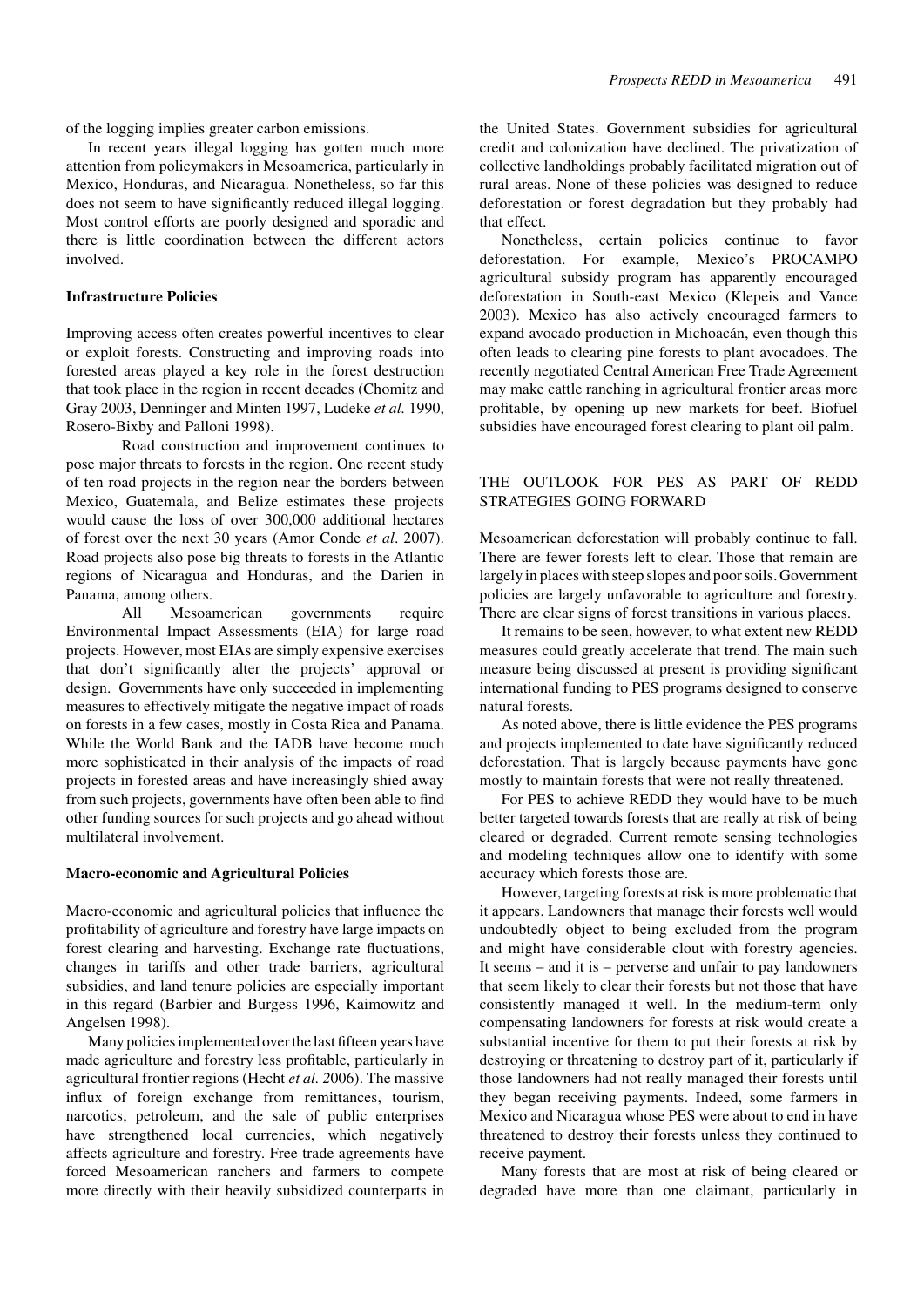of the logging implies greater carbon emissions.

In recent years illegal logging has gotten much more attention from policymakers in Mesoamerica, particularly in Mexico, Honduras, and Nicaragua. Nonetheless, so far this does not seem to have significantly reduced illegal logging. Most control efforts are poorly designed and sporadic and there is little coordination between the different actors involved.

### Infrastructure Policies

Improving access often creates powerful incentives to clear or exploit forests. Constructing and improving roads into forested areas played a key role in the forest destruction that took place in the region in recent decades (Chomitz and Gray 2003, Denninger and Minten 1997, Ludeke *et al.* 1990, Rosero-Bixby and Palloni 1998).

Road construction and improvement continues to pose major threats to forests in the region. One recent study of ten road projects in the region near the borders between Mexico, Guatemala, and Belize estimates these projects would cause the loss of over 300,000 additional hectares of forest over the next 30 years (Amor Conde *et al*. 2007). Road projects also pose big threats to forests in the Atlantic regions of Nicaragua and Honduras, and the Darien in Panama, among others.

All Mesoamerican governments require Environmental Impact Assessments (EIA) for large road projects. However, most EIAs are simply expensive exercises that don't significantly alter the projects' approval or design. Governments have only succeeded in implementing measures to effectively mitigate the negative impact of roads on forests in a few cases, mostly in Costa Rica and Panama. While the World Bank and the IADB have become much more sophisticated in their analysis of the impacts of road projects in forested areas and have increasingly shied away from such projects, governments have often been able to find other funding sources for such projects and go ahead without multilateral involvement.

### Macro-economic and Agricultural Policies

Macro-economic and agricultural policies that influence the profitability of agriculture and forestry have large impacts on forest clearing and harvesting. Exchange rate fluctuations, changes in tariffs and other trade barriers, agricultural subsidies, and land tenure policies are especially important in this regard (Barbier and Burgess 1996, Kaimowitz and Angelsen 1998).

Many policies implemented over the last fifteen years have made agriculture and forestry less profitable, particularly in agricultural frontier regions (Hecht *et al.* 2006). The massive influx of foreign exchange from remittances, tourism, narcotics, petroleum, and the sale of public enterprises have strengthened local currencies, which negatively affects agriculture and forestry. Free trade agreements have forced Mesoamerican ranchers and farmers to compete more directly with their heavily subsidized counterparts in the United States. Government subsidies for agricultural credit and colonization have declined. The privatization of collective landholdings probably facilitated migration out of rural areas. None of these policies was designed to reduce deforestation or forest degradation but they probably had that effect.

Nonetheless, certain policies continue to favor deforestation. For example, Mexico's PROCAMPO agricultural subsidy program has apparently encouraged deforestation in South-east Mexico (Klepeis and Vance 2003). Mexico has also actively encouraged farmers to expand avocado production in Michoacán, even though this often leads to clearing pine forests to plant avocadoes. The recently negotiated Central American Free Trade Agreement may make cattle ranching in agricultural frontier areas more profitable, by opening up new markets for beef. Biofuel subsidies have encouraged forest clearing to plant oil palm.

## THE OUTLOOK FOR PES AS PART OF REDD STRATEGIES GOING FORWARD

Mesoamerican deforestation will probably continue to fall. There are fewer forests left to clear. Those that remain are largely in places with steep slopes and poor soils. Government policies are largely unfavorable to agriculture and forestry. There are clear signs of forest transitions in various places.

It remains to be seen, however, to what extent new REDD measures could greatly accelerate that trend. The main such measure being discussed at present is providing significant international funding to PES programs designed to conserve natural forests.

As noted above, there is little evidence the PES programs and projects implemented to date have significantly reduced deforestation. That is largely because payments have gone mostly to maintain forests that were not really threatened.

For PES to achieve REDD they would have to be much better targeted towards forests that are really at risk of being cleared or degraded. Current remote sensing technologies and modeling techniques allow one to identify with some accuracy which forests those are.

However, targeting forests at risk is more problematic that it appears. Landowners that manage their forests well would undoubtedly object to being excluded from the program and might have considerable clout with forestry agencies. It seems – and it is – perverse and unfair to pay landowners that seem likely to clear their forests but not those that have consistently managed it well. In the medium-term only compensating landowners for forests at risk would create a substantial incentive for them to put their forests at risk by destroying or threatening to destroy part of it, particularly if those landowners had not really managed their forests until they began receiving payments. Indeed, some farmers in Mexico and Nicaragua whose PES were about to end in have threatened to destroy their forests unless they continued to receive payment.

Many forests that are most at risk of being cleared or degraded have more than one claimant, particularly in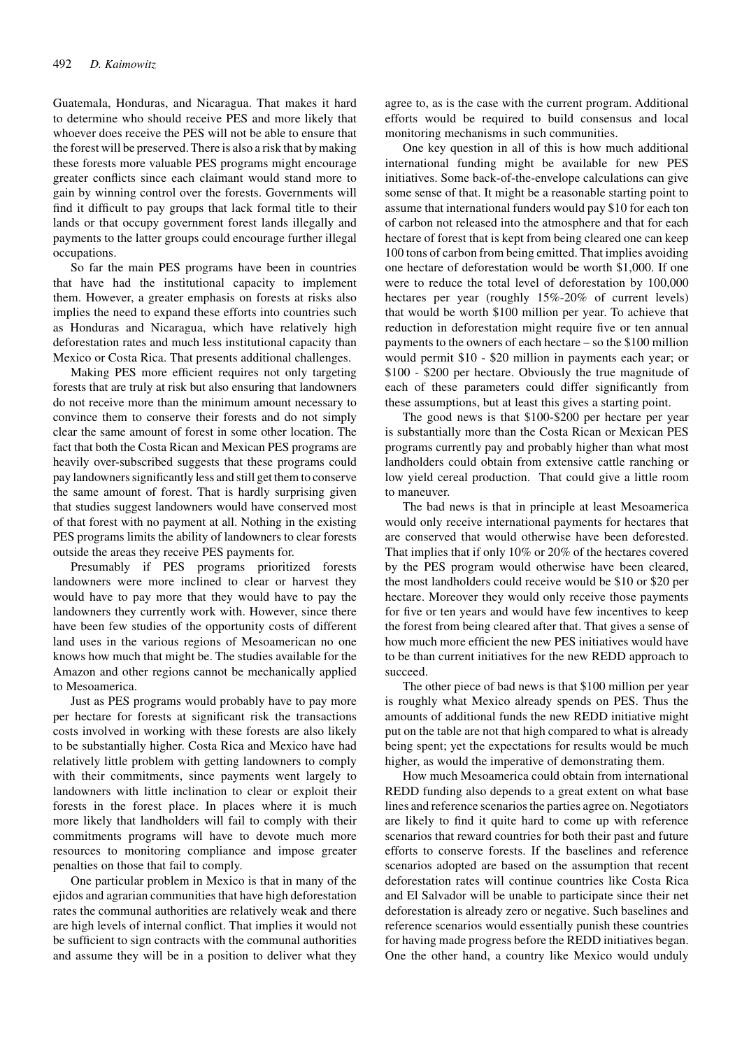Guatemala, Honduras, and Nicaragua. That makes it hard to determine who should receive PES and more likely that whoever does receive the PES will not be able to ensure that the forest will be preserved. There is also a risk that by making these forests more valuable PES programs might encourage greater conflicts since each claimant would stand more to gain by winning control over the forests. Governments will find it difficult to pay groups that lack formal title to their lands or that occupy government forest lands illegally and payments to the latter groups could encourage further illegal occupations.

So far the main PES programs have been in countries that have had the institutional capacity to implement them. However, a greater emphasis on forests at risks also implies the need to expand these efforts into countries such as Honduras and Nicaragua, which have relatively high deforestation rates and much less institutional capacity than Mexico or Costa Rica. That presents additional challenges.

Making PES more efficient requires not only targeting forests that are truly at risk but also ensuring that landowners do not receive more than the minimum amount necessary to convince them to conserve their forests and do not simply clear the same amount of forest in some other location. The fact that both the Costa Rican and Mexican PES programs are heavily over-subscribed suggests that these programs could pay landowners significantly less and still get them to conserve the same amount of forest. That is hardly surprising given that studies suggest landowners would have conserved most of that forest with no payment at all. Nothing in the existing PES programs limits the ability of landowners to clear forests outside the areas they receive PES payments for.

Presumably if PES programs prioritized forests landowners were more inclined to clear or harvest they would have to pay more that they would have to pay the landowners they currently work with. However, since there have been few studies of the opportunity costs of different land uses in the various regions of Mesoamerican no one knows how much that might be. The studies available for the Amazon and other regions cannot be mechanically applied to Mesoamerica.

Just as PES programs would probably have to pay more per hectare for forests at significant risk the transactions costs involved in working with these forests are also likely to be substantially higher. Costa Rica and Mexico have had relatively little problem with getting landowners to comply with their commitments, since payments went largely to landowners with little inclination to clear or exploit their forests in the forest place. In places where it is much more likely that landholders will fail to comply with their commitments programs will have to devote much more resources to monitoring compliance and impose greater penalties on those that fail to comply.

One particular problem in Mexico is that in many of the ejidos and agrarian communities that have high deforestation rates the communal authorities are relatively weak and there are high levels of internal conflict. That implies it would not be sufficient to sign contracts with the communal authorities and assume they will be in a position to deliver what they agree to, as is the case with the current program. Additional efforts would be required to build consensus and local monitoring mechanisms in such communities.

One key question in all of this is how much additional international funding might be available for new PES initiatives. Some back-of-the-envelope calculations can give some sense of that. It might be a reasonable starting point to assume that international funders would pay $10 for each ton of carbon not released into the atmosphere and that for each hectare of forest that is kept from being cleared one can keep 100 tons of carbon from being emitted. That implies avoiding one hectare of deforestation would be worth $1,000. If one were to reduce the total level of deforestation by 100,000 hectares per year (roughly 15%-20% of current levels) that would be worth $100 million per year. To achieve that reduction in deforestation might require five or ten annual payments to the owners of each hectare – so the $100 million would permit $10 - $20 million in payments each year; or $100 - $200 per hectare. Obviously the true magnitude of each of these parameters could differ significantly from these assumptions, but at least this gives a starting point.

The good news is that $100-$200 per hectare per year is substantially more than the Costa Rican or Mexican PES programs currently pay and probably higher than what most landholders could obtain from extensive cattle ranching or low yield cereal production. That could give a little room to maneuver.

The bad news is that in principle at least Mesoamerica would only receive international payments for hectares that are conserved that would otherwise have been deforested. That implies that if only 10% or 20% of the hectares covered by the PES program would otherwise have been cleared, the most landholders could receive would be $10 or $20 per hectare. Moreover they would only receive those payments for five or ten years and would have few incentives to keep the forest from being cleared after that. That gives a sense of how much more efficient the new PES initiatives would have to be than current initiatives for the new REDD approach to succeed.

The other piece of bad news is that $100 million per year is roughly what Mexico already spends on PES. Thus the amounts of additional funds the new REDD initiative might put on the table are not that high compared to what is already being spent; yet the expectations for results would be much higher, as would the imperative of demonstrating them.

How much Mesoamerica could obtain from international REDD funding also depends to a great extent on what base lines and reference scenarios the parties agree on. Negotiators are likely to find it quite hard to come up with reference scenarios that reward countries for both their past and future efforts to conserve forests. If the baselines and reference scenarios adopted are based on the assumption that recent deforestation rates will continue countries like Costa Rica and El Salvador will be unable to participate since their net deforestation is already zero or negative. Such baselines and reference scenarios would essentially punish these countries for having made progress before the REDD initiatives began. One the other hand, a country like Mexico would unduly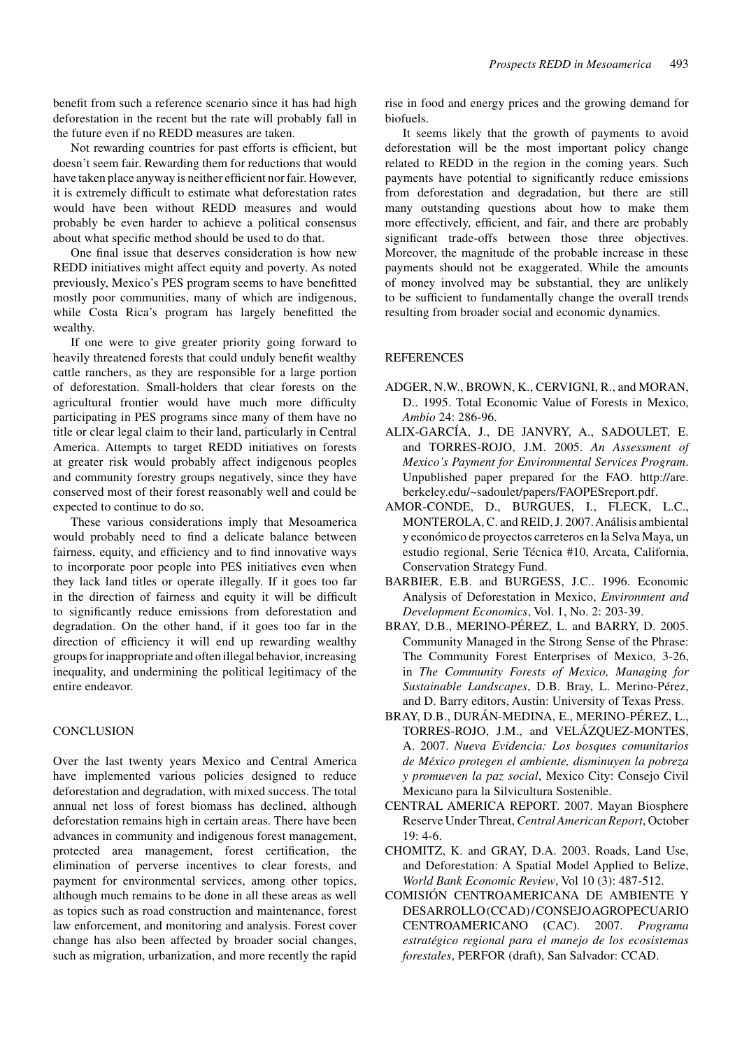benefit from such a reference scenario since it has had high deforestation in the recent but the rate will probably fall in the future even if no REDD measures are taken.

Not rewarding countries for past efforts is efficient, but doesn't seem fair. Rewarding them for reductions that would have taken place anyway is neither efficient nor fair. However, it is extremely difficult to estimate what deforestation rates would have been without REDD measures and would probably be even harder to achieve a political consensus about what specific method should be used to do that.

One final issue that deserves consideration is how new REDD initiatives might affect equity and poverty. As noted previously, Mexico's PES program seems to have benefitted mostly poor communities, many of which are indigenous, while Costa Rica's program has largely benefitted the wealthy.

If one were to give greater priority going forward to heavily threatened forests that could unduly benefit wealthy cattle ranchers, as they are responsible for a large portion of deforestation. Small-holders that clear forests on the agricultural frontier would have much more difficulty participating in PES programs since many of them have no title or clear legal claim to their land, particularly in Central America. Attempts to target REDD initiatives on forests at greater risk would probably affect indigenous peoples and community forestry groups negatively, since they have conserved most of their forest reasonably well and could be expected to continue to do so.

These various considerations imply that Mesoamerica would probably need to find a delicate balance between fairness, equity, and efficiency and to find innovative ways to incorporate poor people into PES initiatives even when they lack land titles or operate illegally. If it goes too far in the direction of fairness and equity it will be difficult to significantly reduce emissions from deforestation and degradation. On the other hand, if it goes too far in the direction of efficiency it will end up rewarding wealthy groups for inappropriate and often illegal behavior, increasing inequality, and undermining the political legitimacy of the entire endeavor.

## CONCLUSION

Over the last twenty years Mexico and Central America have implemented various policies designed to reduce deforestation and degradation, with mixed success. The total annual net loss of forest biomass has declined, although deforestation remains high in certain areas. There have been advances in community and indigenous forest management, protected area management, forest certification, the elimination of perverse incentives to clear forests, and payment for environmental services, among other topics, although much remains to be done in all these areas as well as topics such as road construction and maintenance, forest law enforcement, and monitoring and analysis. Forest cover change has also been affected by broader social changes, such as migration, urbanization, and more recently the rapid rise in food and energy prices and the growing demand for biofuels.

It seems likely that the growth of payments to avoid deforestation will be the most important policy change related to REDD in the region in the coming years. Such payments have potential to significantly reduce emissions from deforestation and degradation, but there are still many outstanding questions about how to make them more effectively, efficient, and fair, and there are probably significant trade-offs between those three objectives. Moreover, the magnitude of the probable increase in these payments should not be exaggerated. While the amounts of money involved may be substantial, they are unlikely to be sufficient to fundamentally change the overall trends resulting from broader social and economic dynamics.

## REFERENCES

ADGER, N.W., BROWN, K., CERVIGNI, R., and MORAN, D.. 1995. Total Economic Value of Forests in Mexico, *Ambio* 24: 286-96.

ALIX-GARCÍA, J., DE JANVRY, A., SADOULET, E. and TORRES-ROJO, J.M. 2005. *An Assessment of Mexico's Payment for Environmental Services Program*. Unpublished paper prepared for the FAO. http://are.berkeley.edu/~sadoulet/papers/FAOPESreport.pdf.

AMOR-CONDE, D., BURGUES, I., FLECK, L.C., MONTEROLA, C. and REID, J. 2007. Análisis ambiental y económico de proyectos carreteros en la Selva Maya, un estudio regional, Serie Técnica #10, Arcata, California, Conservation Strategy Fund.

BARBIER, E.B. and BURGESS, J.C.. 1996. Economic Analysis of Deforestation in Mexico, *Environment and Development Economics*, Vol. 1, No. 2: 203-39.

BRAY, D.B., MERINO-PÉREZ, L. and BARRY, D. 2005. Community Managed in the Strong Sense of the Phrase: The Community Forest Enterprises of Mexico, 3-26, in *The Community Forests of Mexico, Managing for Sustainable Landscapes*, D.B. Bray, L. Merino-Pérez, and D. Barry editors, Austin: University of Texas Press.

BRAY, D.B., DURÁN-MEDINA, E., MERINO-PÉREZ, L., TORRES-ROJO, J.M., and VELÁZQUEZ-MONTES, A. 2007. *Nueva Evidencia: Los bosques comunitarios de México protegen el ambiente, disminuyen la pobreza y promueven la paz social*, Mexico City: Consejo Civil Mexicano para la Silvicultura Sostenible.

CENTRAL AMERICA REPORT. 2007. Mayan Biosphere Reserve Under Threat, *Central American Report*, October 19: 4-6.

CHOMITZ, K. and GRAY, D.A. 2003. Roads, Land Use, and Deforestation: A Spatial Model Applied to Belize, *World Bank Economic Review*, Vol 10 (3): 487-512.

COMISIÓN CENTROAMERICANA DE AMBIENTE Y DESARROLLO (CCAD) / CONSEJO AGROPECUARIO CENTROAMERICANO (CAC). 2007. *Programa estratégico regional para el manejo de los ecosistemas forestales*, PERFOR (draft), San Salvador: CCAD.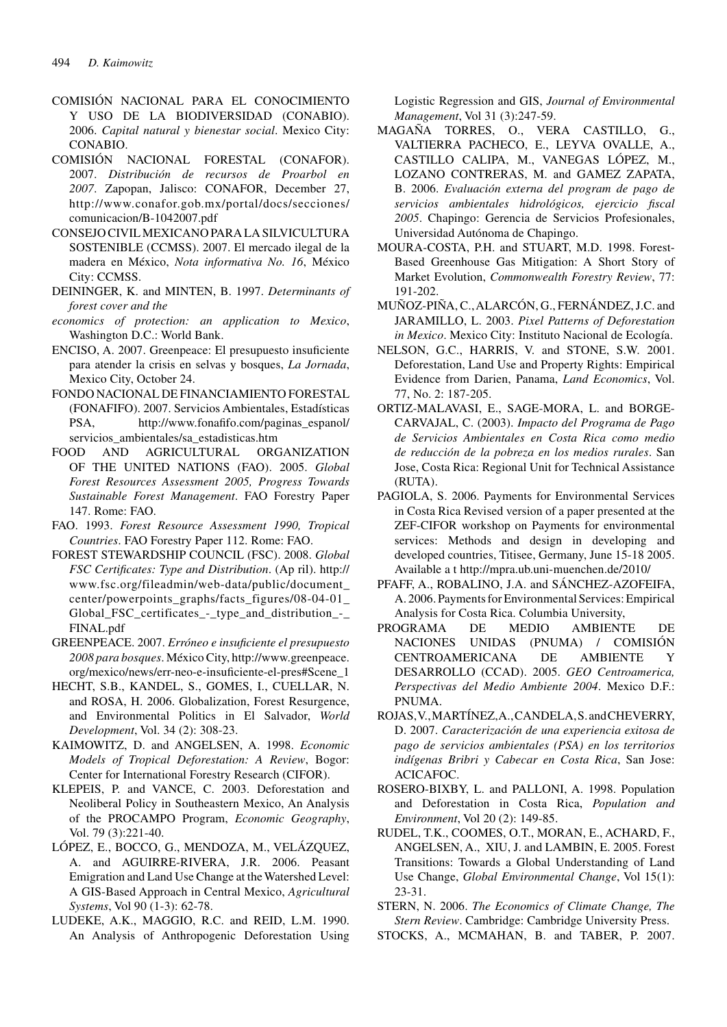COMISIÓN NACIONAL PARA EL CONOCIMIENTO Y USO DE LA BIODIVERSIDAD (CONABIO). 2006. *Capital natural y bienestar social*. Mexico City: CONABIO.

COMISIÓN NACIONAL FORESTAL (CONAFOR). 2007. *Distribución de recursos de Proarbol en 2007*. Zapopan, Jalisco: CONAFOR, December 27, http://www.conafor.gob.mx/portal/docs/secciones/comunicacion/B-1042007.pdf

CONSEJO CIVIL MEXICANO PARA LA SILVICULTURA SOSTENIBLE (CCMSS). 2007. El mercado ilegal de la madera en México, *Nota informativa No. 16*, México City: CCMSS.

DEININGER, K. and MINTEN, B. 1997. *Determinants of forest cover and the*
*economics of protection: an application to Mexico*, Washington D.C.: World Bank.

ENCISO, A. 2007. Greenpeace: El presupuesto insuficiente para atender la crisis en selvas y bosques, *La Jornada*, Mexico City, October 24.

FONDO NACIONAL DE FINANCIAMIENTO FORESTAL (FONAFIFO). 2007. Servicios Ambientales, Estadísticas PSA, http://www.fonafifo.com/paginas_espanol/servicios_ambientales/sa_estadisticas.htm

FOOD AND AGRICULTURAL ORGANIZATION OF THE UNITED NATIONS (FAO). 2005. *Global Forest Resources Assessment 2005, Progress Towards Sustainable Forest Management*. FAO Forestry Paper 147. Rome: FAO.

FAO. 1993. *Forest Resource Assessment 1990, Tropical Countries*. FAO Forestry Paper 112. Rome: FAO.

FOREST STEWARDSHIP COUNCIL (FSC). 2008. *Global FSC Certificates: Type and Distribution*. (Ap ril). http://www.fsc.org/fileadmin/web-data/public/document_center/powerpoints_graphs/facts_figures/08-04-01_Global_FSC_certificates_-_type_and_distribution_-_FINAL.pdf

GREENPEACE. 2007. *Erróneo e insuficiente el presupuesto 2008 para bosques*. México City, http://www.greenpeace.org/mexico/news/err-neo-e-insuficiente-el-pres#Scene_1

HECHT, S.B., KANDEL, S., GOMES, I., CUELLAR, N. and ROSA, H. 2006. Globalization, Forest Resurgence, and Environmental Politics in El Salvador, *World Development*, Vol. 34 (2): 308-23.

KAIMOWITZ, D. and ANGELSEN, A. 1998. *Economic Models of Tropical Deforestation: A Review*, Bogor: Center for International Forestry Research (CIFOR).

KLEPEIS, P. and VANCE, C. 2003. Deforestation and Neoliberal Policy in Southeastern Mexico, An Analysis of the PROCAMPO Program, *Economic Geography*, Vol. 79 (3):221-40.

LÓPEZ, E., BOCCO, G., MENDOZA, M., VELÁZQUEZ, A. and AGUIRRE-RIVERA, J.R. 2006. Peasant Emigration and Land Use Change at the Watershed Level: A GIS-Based Approach in Central Mexico, *Agricultural Systems*, Vol 90 (1-3): 62-78.

LUDEKE, A.K., MAGGIO, R.C. and REID, L.M. 1990. An Analysis of Anthropogenic Deforestation Using Logistic Regression and GIS, *Journal of Environmental Management*, Vol 31 (3):247-59.

MAGAÑA TORRES, O., VERA CASTILLO, G., VALTIERRA PACHECO, E., LEYVA OVALLE, A., CASTILLO CALIPA, M., VANEGAS LÓPEZ, M., LOZANO CONTRERAS, M. and GAMEZ ZAPATA, B. 2006. *Evaluación externa del program de pago de servicios ambientales hidrológicos, ejercicio fiscal 2005*. Chapingo: Gerencia de Servicios Profesionales, Universidad Autónoma de Chapingo.

MOURA-COSTA, P.H. and STUART, M.D. 1998. Forest-Based Greenhouse Gas Mitigation: A Short Story of Market Evolution, *Commonwealth Forestry Review*, 77: 191-202.

MUÑOZ-PIÑA, C., ALARCÓN, G., FERNÁNDEZ, J.C. and JARAMILLO, L. 2003. *Pixel Patterns of Deforestation in Mexico*. Mexico City: Instituto Nacional de Ecología.

NELSON, G.C., HARRIS, V. and STONE, S.W. 2001. Deforestation, Land Use and Property Rights: Empirical Evidence from Darien, Panama, *Land Economics*, Vol. 77, No. 2: 187-205.

ORTIZ-MALAVASI, E., SAGE-MORA, L. and BORGE-CARVAJAL, C. (2003). *Impacto del Programa de Pago de Servicios Ambientales en Costa Rica como medio de reducción de la pobreza en los medios rurales*. San Jose, Costa Rica: Regional Unit for Technical Assistance (RUTA).

PAGIOLA, S. 2006. Payments for Environmental Services in Costa Rica Revised version of a paper presented at the ZEF-CIFOR workshop on Payments for environmental services: Methods and design in developing and developed countries, Titisee, Germany, June 15-18 2005. Available a t http://mpra.ub.uni-muenchen.de/2010/

PFAFF, A., ROBALINO, J.A. and SÁNCHEZ-AZOFEIFA, A. 2006. Payments for Environmental Services: Empirical Analysis for Costa Rica. Columbia University,

PROGRAMA DE MEDIO AMBIENTE DE NACIONES UNIDAS (PNUMA) / COMISIÓN CENTROAMERICANA DE AMBIENTE Y DESARROLLO (CCAD). 2005. *GEO Centroamerica, Perspectivas del Medio Ambiente 2004*. Mexico D.F.: PNUMA.

ROJAS, V., MARTÍNEZ, A., CANDELA, S. and CHEVERRY, D. 2007. *Caracterización de una experiencia exitosa de pago de servicios ambientales (PSA) en los territorios indígenas Bribri y Cabecar en Costa Rica*, San Jose: ACICAFOC.

ROSERO-BIXBY, L. and PALLONI, A. 1998. Population and Deforestation in Costa Rica, *Population and Environment*, Vol 20 (2): 149-85.

RUDEL, T.K., COOMES, O.T., MORAN, E., ACHARD, F., ANGELSEN, A., XIU, J. and LAMBIN, E. 2005. Forest Transitions: Towards a Global Understanding of Land Use Change, *Global Environmental Change*, Vol 15(1): 23-31.

STERN, N. 2006. *The Economics of Climate Change, The Stern Review*. Cambridge: Cambridge University Press.

STOCKS, A., MCMAHAN, B. and TABER, P. 2007.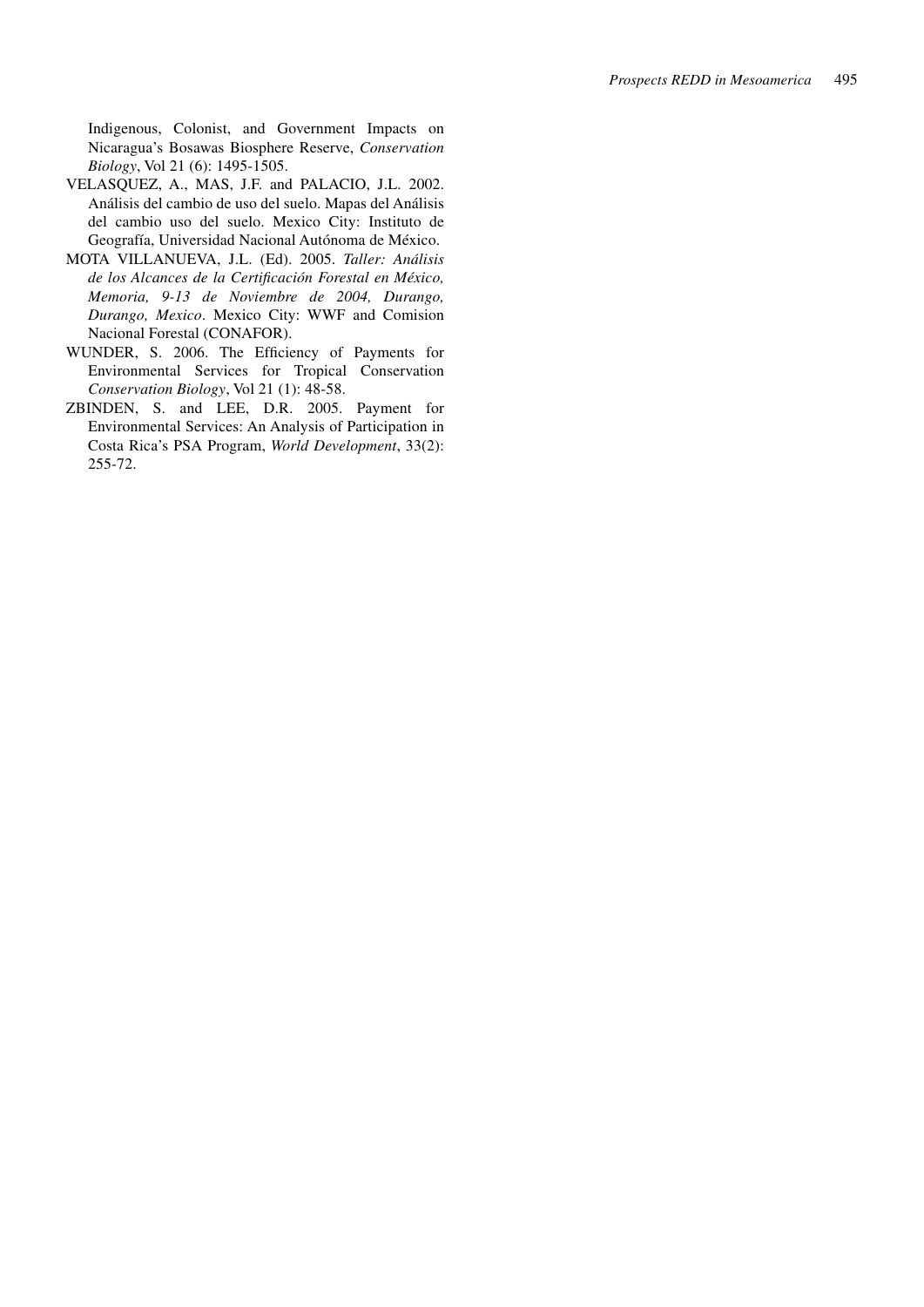Indigenous, Colonist, and Government Impacts on Nicaragua's Bosawas Biosphere Reserve, *Conservation Biology*, Vol 21 (6): 1495-1505.

VELASQUEZ, A., MAS, J.F. and PALACIO, J.L. 2002. Análisis del cambio de uso del suelo. Mapas del Análisis del cambio uso del suelo. Mexico City: Instituto de Geografía, Universidad Nacional Autónoma de México.

MOTA VILLANUEVA, J.L. (Ed). 2005. *Taller: Análisis de los Alcances de la Certificación Forestal en México, Memoria, 9-13 de Noviembre de 2004, Durango, Durango, Mexico*. Mexico City: WWF and Comision Nacional Forestal (CONAFOR).

WUNDER, S. 2006. The Efficiency of Payments for Environmental Services for Tropical Conservation *Conservation Biology*, Vol 21 (1): 48-58.

ZBINDEN, S. and LEE, D.R. 2005. Payment for Environmental Services: An Analysis of Participation in Costa Rica's PSA Program, *World Development*, 33(2): 255-72.